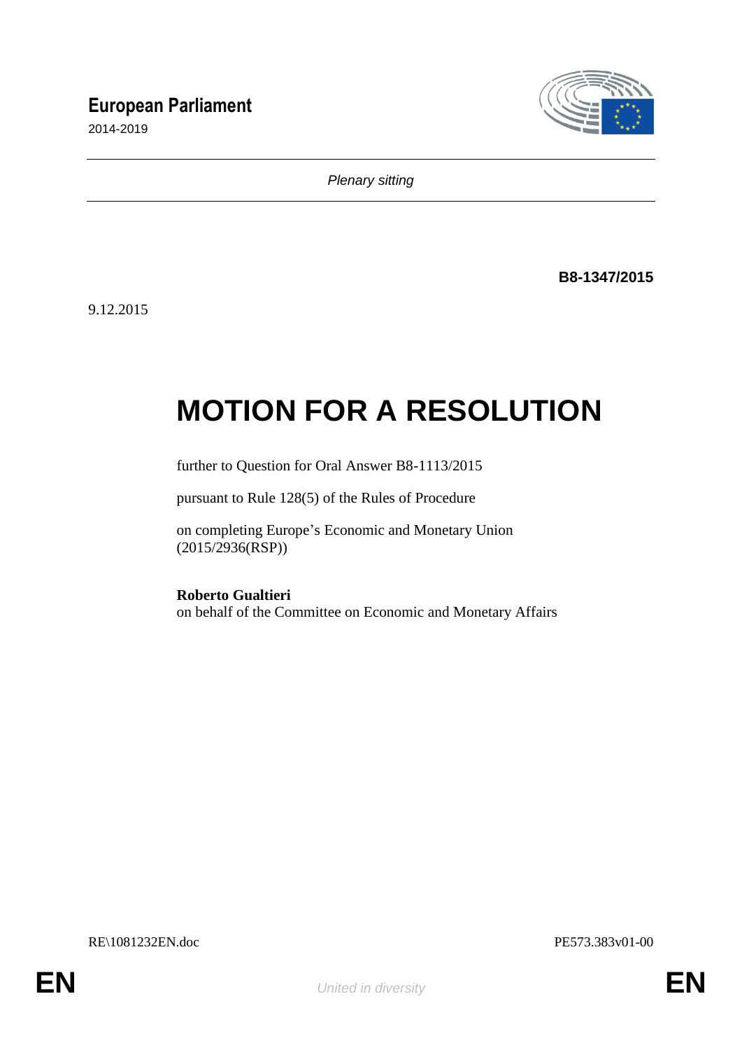**European Parliament**
2014-2019

*Plenary sitting*

**B8-1347/2015**

9.12.2015

# MOTION FOR A RESOLUTION

further to Question for Oral Answer B8-1113/2015

pursuant to Rule 128(5) of the Rules of Procedure

on completing Europe's Economic and Monetary Union
(2015/2936(RSP))

**Roberto Gualtieri**
on behalf of the Committee on Economic and Monetary Affairs

RE\1081232EN.doc PE573.383v01-00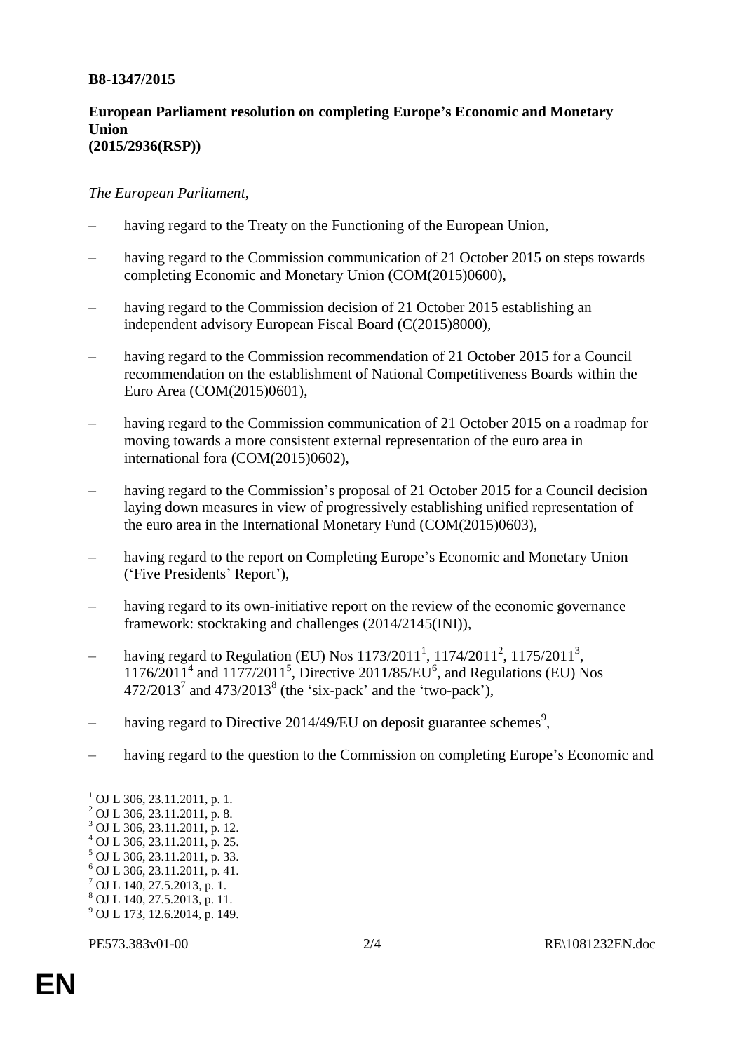**B8-1347/2015**

**European Parliament resolution on completing Europe's Economic and Monetary Union**
**(2015/2936(RSP))**

*The European Parliament*,

– having regard to the Treaty on the Functioning of the European Union,

– having regard to the Commission communication of 21 October 2015 on steps towards completing Economic and Monetary Union (COM(2015)0600),

– having regard to the Commission decision of 21 October 2015 establishing an independent advisory European Fiscal Board (C(2015)8000),

– having regard to the Commission recommendation of 21 October 2015 for a Council recommendation on the establishment of National Competitiveness Boards within the Euro Area (COM(2015)0601),

– having regard to the Commission communication of 21 October 2015 on a roadmap for moving towards a more consistent external representation of the euro area in international fora (COM(2015)0602),

– having regard to the Commission's proposal of 21 October 2015 for a Council decision laying down measures in view of progressively establishing unified representation of the euro area in the International Monetary Fund (COM(2015)0603),

– having regard to the report on Completing Europe's Economic and Monetary Union ('Five Presidents' Report'),

– having regard to its own-initiative report on the review of the economic governance framework: stocktaking and challenges (2014/2145(INI)),

– having regard to Regulation (EU) Nos 1173/2011[1], 1174/2011[2], 1175/2011[3], 1176/2011[4] and 1177/2011[5], Directive 2011/85/EU[6], and Regulations (EU) Nos 472/2013[7] and 473/2013[8] (the 'six-pack' and the 'two-pack'),

– having regard to Directive 2014/49/EU on deposit guarantee schemes[9],

– having regard to the question to the Commission on completing Europe's Economic and

---

[1] OJ L 306, 23.11.2011, p. 1.
[2] OJ L 306, 23.11.2011, p. 8.
[3] OJ L 306, 23.11.2011, p. 12.
[4] OJ L 306, 23.11.2011, p. 25.
[5] OJ L 306, 23.11.2011, p. 33.
[6] OJ L 306, 23.11.2011, p. 41.
[7] OJ L 140, 27.5.2013, p. 1.
[8] OJ L 140, 27.5.2013, p. 11.
[9] OJ L 173, 12.6.2014, p. 149.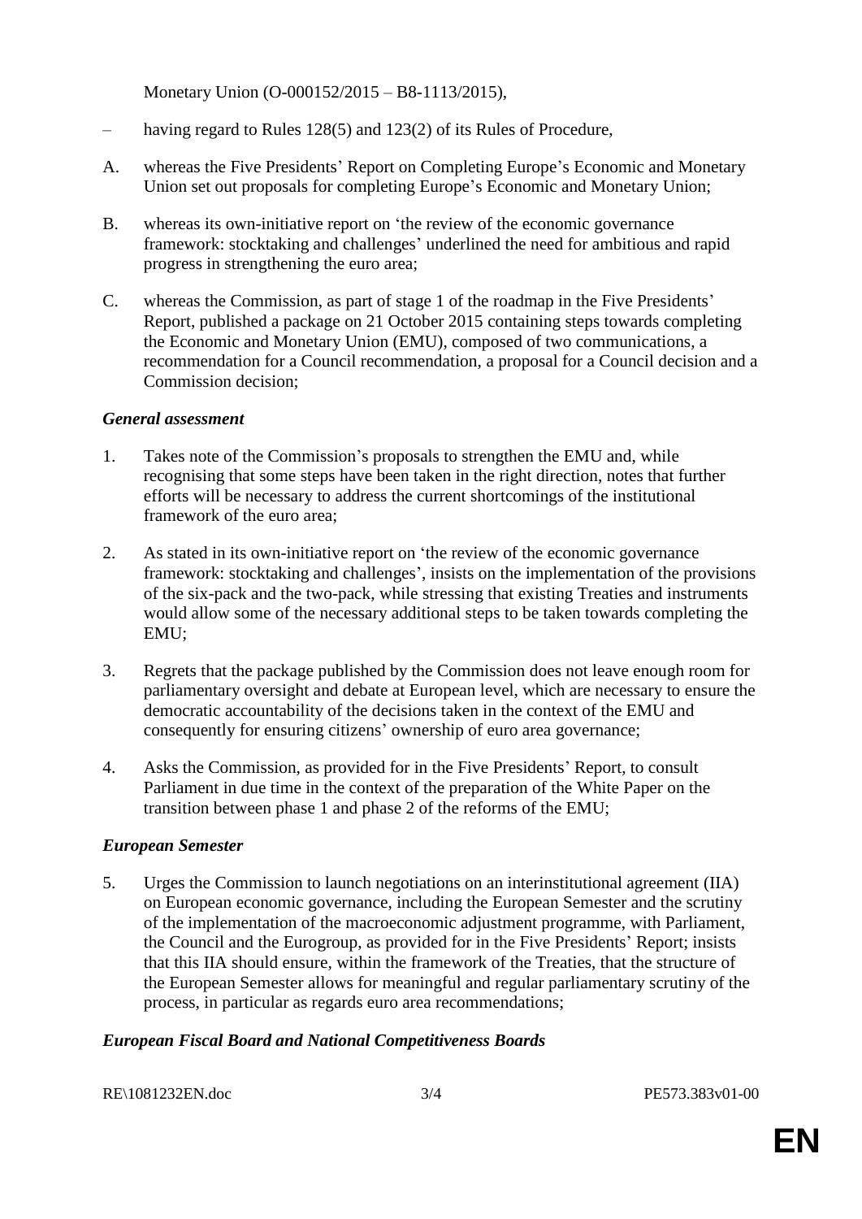Monetary Union (O-000152/2015 – B8-1113/2015),

– having regard to Rules 128(5) and 123(2) of its Rules of Procedure,

A. whereas the Five Presidents' Report on Completing Europe's Economic and Monetary Union set out proposals for completing Europe's Economic and Monetary Union;

B. whereas its own-initiative report on 'the review of the economic governance framework: stocktaking and challenges' underlined the need for ambitious and rapid progress in strengthening the euro area;

C. whereas the Commission, as part of stage 1 of the roadmap in the Five Presidents' Report, published a package on 21 October 2015 containing steps towards completing the Economic and Monetary Union (EMU), composed of two communications, a recommendation for a Council recommendation, a proposal for a Council decision and a Commission decision;

### *General assessment*

1. Takes note of the Commission's proposals to strengthen the EMU and, while recognising that some steps have been taken in the right direction, notes that further efforts will be necessary to address the current shortcomings of the institutional framework of the euro area;

2. As stated in its own-initiative report on 'the review of the economic governance framework: stocktaking and challenges', insists on the implementation of the provisions of the six-pack and the two-pack, while stressing that existing Treaties and instruments would allow some of the necessary additional steps to be taken towards completing the EMU;

3. Regrets that the package published by the Commission does not leave enough room for parliamentary oversight and debate at European level, which are necessary to ensure the democratic accountability of the decisions taken in the context of the EMU and consequently for ensuring citizens' ownership of euro area governance;

4. Asks the Commission, as provided for in the Five Presidents' Report, to consult Parliament in due time in the context of the preparation of the White Paper on the transition between phase 1 and phase 2 of the reforms of the EMU;

### *European Semester*

5. Urges the Commission to launch negotiations on an interinstitutional agreement (IIA) on European economic governance, including the European Semester and the scrutiny of the implementation of the macroeconomic adjustment programme, with Parliament, the Council and the Eurogroup, as provided for in the Five Presidents' Report; insists that this IIA should ensure, within the framework of the Treaties, that the structure of the European Semester allows for meaningful and regular parliamentary scrutiny of the process, in particular as regards euro area recommendations;

### *European Fiscal Board and National Competitiveness Boards*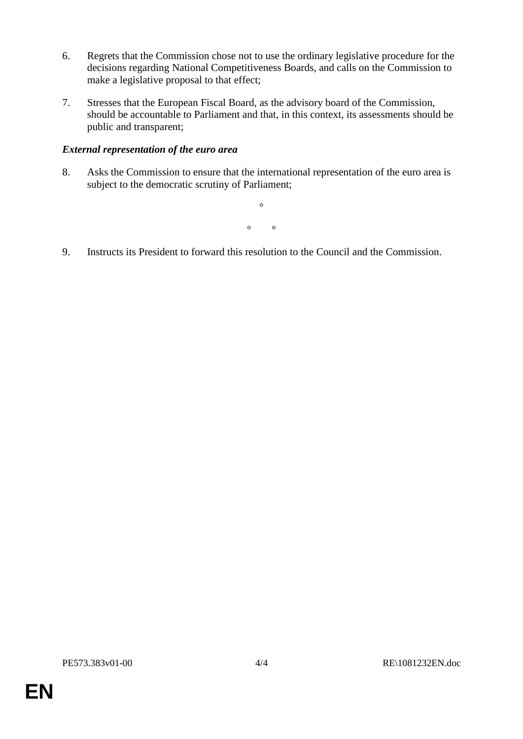6. Regrets that the Commission chose not to use the ordinary legislative procedure for the decisions regarding National Competitiveness Boards, and calls on the Commission to make a legislative proposal to that effect;

7. Stresses that the European Fiscal Board, as the advisory board of the Commission, should be accountable to Parliament and that, in this context, its assessments should be public and transparent;

***External representation of the euro area***

8. Asks the Commission to ensure that the international representation of the euro area is subject to the democratic scrutiny of Parliament;

°

° °

9. Instructs its President to forward this resolution to the Council and the Commission.